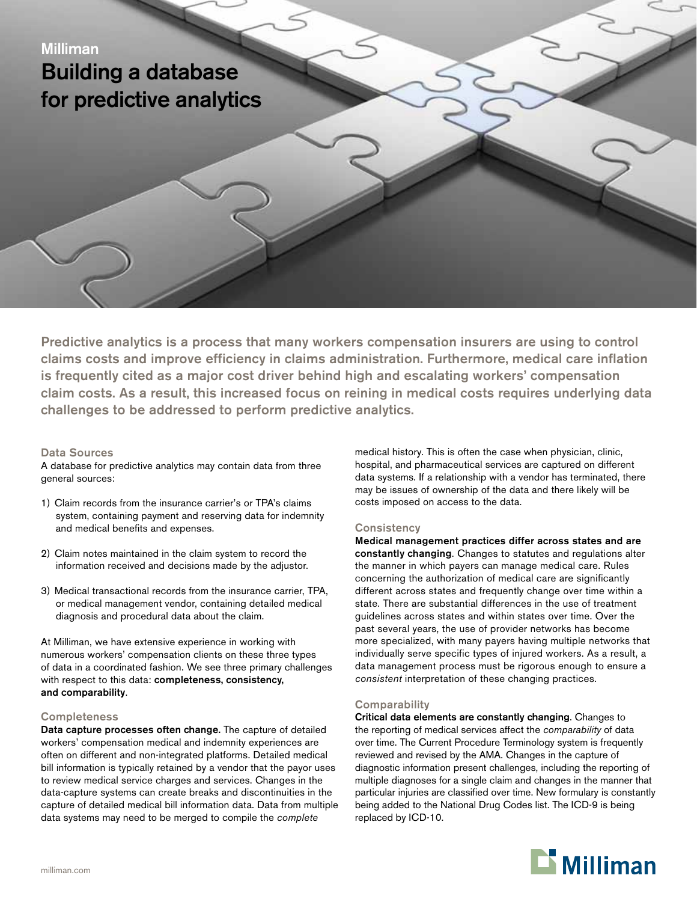Milliman

# Building a database for predictive analytics

**Predictive analytics is a process that many workers compensation insurers are using to control claims costs and improve efficiency in claims administration. Furthermore, medical care inflation is frequently cited as a major cost driver behind high and escalating workers' compensation claim costs. As a result, this increased focus on reining in medical costs requires underlying data challenges to be addressed to perform predictive analytics.**

## Data Sources

A database for predictive analytics may contain data from three general sources:

1) Claim records from the insurance carrier's or TPA's claims system, containing payment and reserving data for indemnity and medical benefits and expenses.

2) Claim notes maintained in the claim system to record the information received and decisions made by the adjustor.

3) Medical transactional records from the insurance carrier, TPA, or medical management vendor, containing detailed medical diagnosis and procedural data about the claim.

At Milliman, we have extensive experience in working with numerous workers' compensation clients on these three types of data in a coordinated fashion. We see three primary challenges with respect to this data: **completeness, consistency, and comparability**.

## Completeness

**Data capture processes often change.** The capture of detailed workers' compensation medical and indemnity experiences are often on different and non-integrated platforms. Detailed medical bill information is typically retained by a vendor that the payor uses to review medical service charges and services. Changes in the data-capture systems can create breaks and discontinuities in the capture of detailed medical bill information data. Data from multiple data systems may need to be merged to compile the *complete* medical history. This is often the case when physician, clinic, hospital, and pharmaceutical services are captured on different data systems. If a relationship with a vendor has terminated, there may be issues of ownership of the data and there likely will be costs imposed on access to the data.

## Consistency

**Medical management practices differ across states and are constantly changing**. Changes to statutes and regulations alter the manner in which payers can manage medical care. Rules concerning the authorization of medical care are significantly different across states and frequently change over time within a state. There are substantial differences in the use of treatment guidelines across states and within states over time. Over the past several years, the use of provider networks has become more specialized, with many payers having multiple networks that individually serve specific types of injured workers. As a result, a data management process must be rigorous enough to ensure a *consistent* interpretation of these changing practices.

## Comparability

**Critical data elements are constantly changing**. Changes to the reporting of medical services affect the *comparability* of data over time. The Current Procedure Terminology system is frequently reviewed and revised by the AMA. Changes in the capture of diagnostic information present challenges, including the reporting of multiple diagnoses for a single claim and changes in the manner that particular injuries are classified over time. New formulary is constantly being added to the National Drug Codes list. The ICD-9 is being replaced by ICD-10.

milliman.com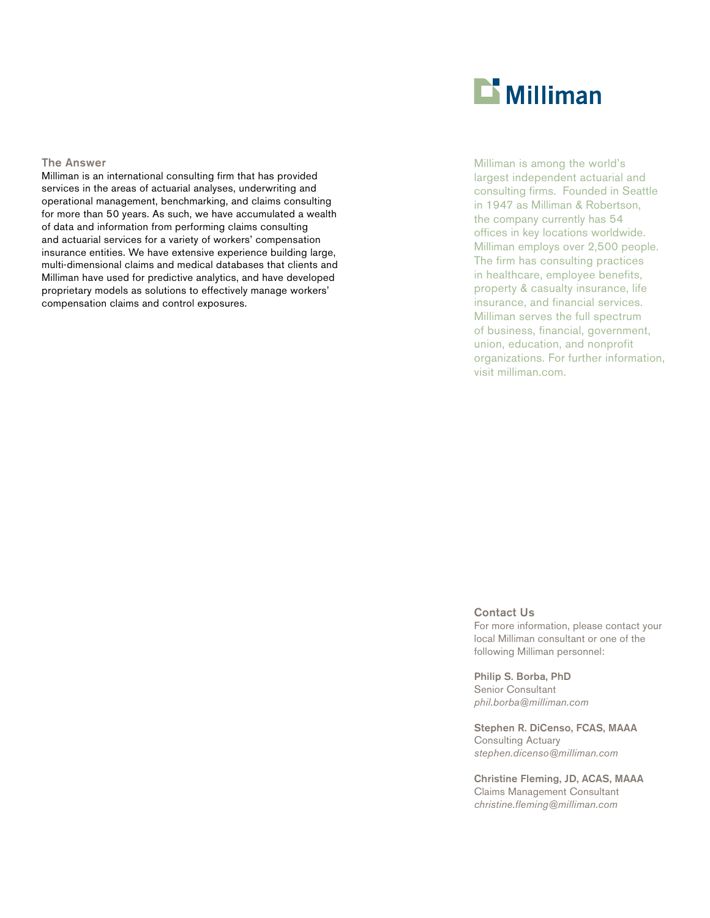## The Answer

Milliman is an international consulting firm that has provided services in the areas of actuarial analyses, underwriting and operational management, benchmarking, and claims consulting for more than 50 years. As such, we have accumulated a wealth of data and information from performing claims consulting and actuarial services for a variety of workers' compensation insurance entities. We have extensive experience building large, multi-dimensional claims and medical databases that clients and Milliman have used for predictive analytics, and have developed proprietary models as solutions to effectively manage workers' compensation claims and control exposures.

Milliman

Milliman is among the world's largest independent actuarial and consulting firms. Founded in Seattle in 1947 as Milliman & Robertson, the company currently has 54 offices in key locations worldwide. Milliman employs over 2,500 people. The firm has consulting practices in healthcare, employee benefits, property & casualty insurance, life insurance, and financial services. Milliman serves the full spectrum of business, financial, government, union, education, and nonprofit organizations. For further information, visit milliman.com.

## Contact Us

For more information, please contact your local Milliman consultant or one of the following Milliman personnel:

**Philip S. Borba, PhD**
Senior Consultant
*phil.borba@milliman.com*

**Stephen R. DiCenso, FCAS, MAAA**
Consulting Actuary
*stephen.dicenso@milliman.com*

**Christine Fleming, JD, ACAS, MAAA**
Claims Management Consultant
*christine.fleming@milliman.com*